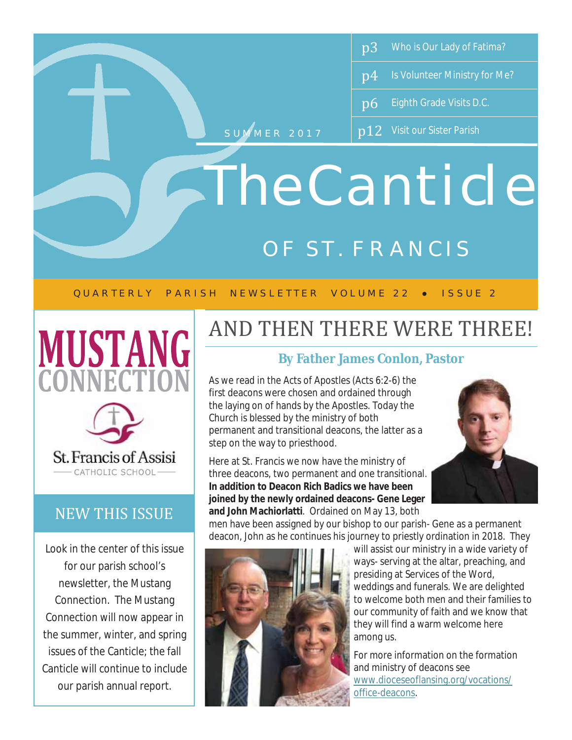SUMMER 2017

- p3 Who is Our Lady of Fatima?
- p4 Is Volunteer Ministry for Me?
- p6 Eighth Grade Visits D.C.
- p12 Visit our Sister Parish

# TheCanticle

## OF ST. FRANCIS

QUARTERLY PARISH NEWSLETTER VOLUME 22 • ISSUE 2

**MUSTANG CONNECTION**

St. Francis of Assisi CATHOLIC SCHOOL

### NEW THIS ISSUE

Look in the center of this issue for our parish school's newsletter, the Mustang Connection. The Mustang Connection will now appear in the summer, winter, and spring issues of the Canticle; the fall Canticle will continue to include our parish annual report.

## AND THEN THERE WERE THREE!

### By Father James Conlon, Pastor

As we read in the Acts of Apostles (Acts 6:2-6) the first deacons were chosen and ordained through the laying on of hands by the Apostles. Today the Church is blessed by the ministry of both permanent and transitional deacons, the latter as a step on the way to priesthood.

Here at St. Francis we now have the ministry of three deacons, two permanent and one transitional. **In addition to Deacon Rich Badics we have been joined by the newly ordained deacons- Gene Leger and John Machiorlatti**. Ordained on May 13, both men have been assigned by our bishop to our parish- Gene as a permanent deacon, John as he continues his journey to priestly ordination in 2018. They will assist our ministry in a wide variety of ways- serving at the altar, preaching, and presiding at Services of the Word, weddings and funerals. We are delighted to welcome both men and their families to our community of faith and we know that they will find a warm welcome here among us.

For more information on the formation and ministry of deacons see www.dioceseoflansing.org/vocations/office-deacons.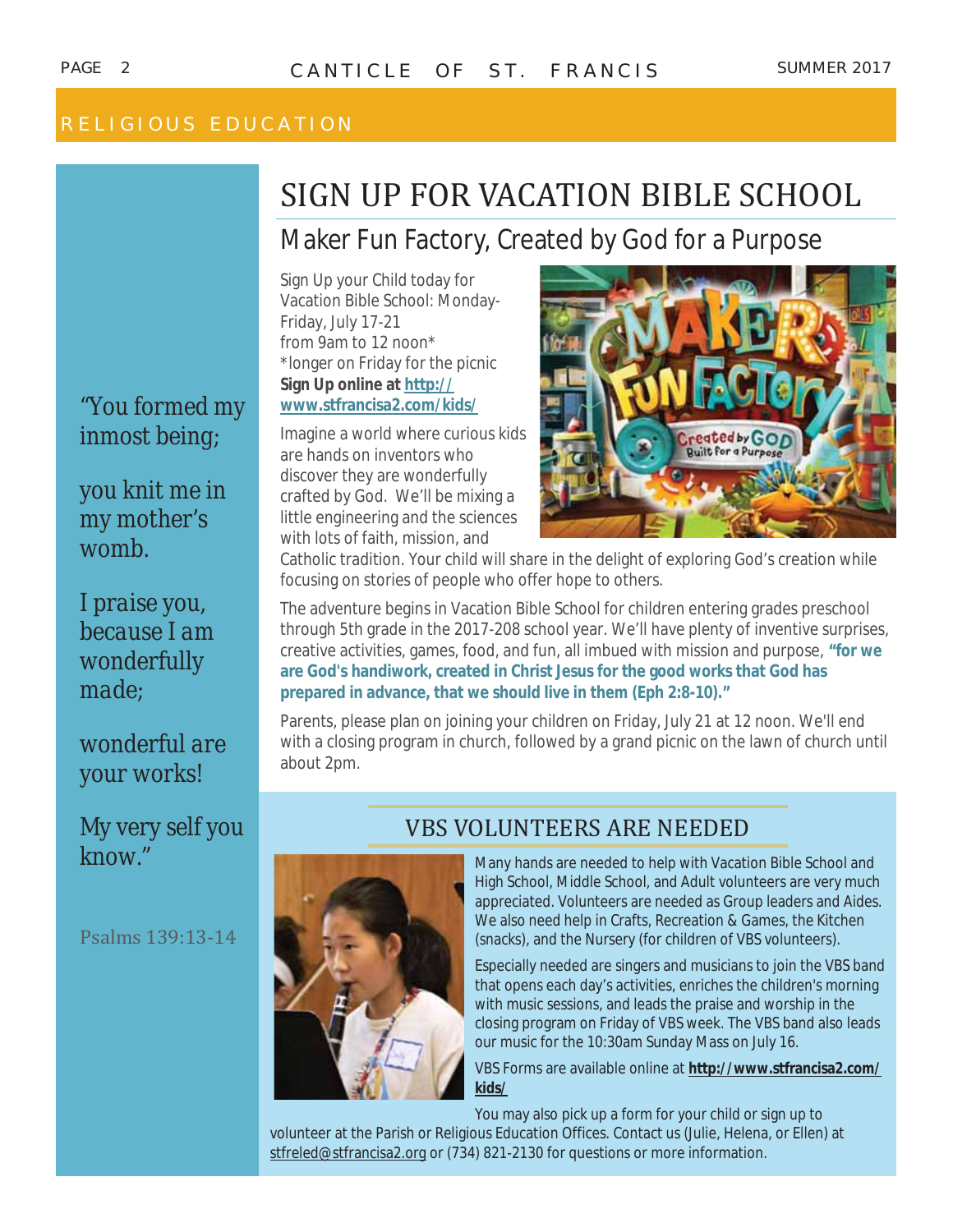RELIGIOUS EDUCATION

# SIGN UP FOR VACATION BIBLE SCHOOL

## Maker Fun Factory, Created by God for a Purpose

Sign Up your Child today for Vacation Bible School: Monday-Friday, July 17-21 from 9am to 12 noon*
*longer on Friday for the picnic
**Sign Up online at http://www.stfrancisa2.com/kids/**

Imagine a world where curious kids are hands on inventors who discover they are wonderfully crafted by God. We'll be mixing a little engineering and the sciences with lots of faith, mission, and Catholic tradition. Your child will share in the delight of exploring God's creation while focusing on stories of people who offer hope to others.

The adventure begins in Vacation Bible School for children entering grades preschool through 5th grade in the 2017-208 school year. We'll have plenty of inventive surprises, creative activities, games, food, and fun, all imbued with mission and purpose, **"for we are God's handiwork, created in Christ Jesus for the good works that God has prepared in advance, that we should live in them (Eph 2:8-10)."**

Parents, please plan on joining your children on Friday, July 21 at 12 noon. We'll end with a closing program in church, followed by a grand picnic on the lawn of church until about 2pm.

"You formed my inmost being;

you knit me in my mother's womb.

I praise you, because I am wonderfully made;

wonderful are your works!

My very self you know."

Psalms 139:13-14

## VBS VOLUNTEERS ARE NEEDED

Many hands are needed to help with Vacation Bible School and High School, Middle School, and Adult volunteers are very much appreciated. Volunteers are needed as Group leaders and Aides. We also need help in Crafts, Recreation & Games, the Kitchen (snacks), and the Nursery (for children of VBS volunteers).

Especially needed are singers and musicians to join the VBS band that opens each day's activities, enriches the children's morning with music sessions, and leads the praise and worship in the closing program on Friday of VBS week. The VBS band also leads our music for the 10:30am Sunday Mass on July 16.

VBS Forms are available online at **http://www.stfrancisa2.com/kids/**

You may also pick up a form for your child or sign up to volunteer at the Parish or Religious Education Offices. Contact us (Julie, Helena, or Ellen) at stfreled@stfrancisa2.org or (734) 821-2130 for questions or more information.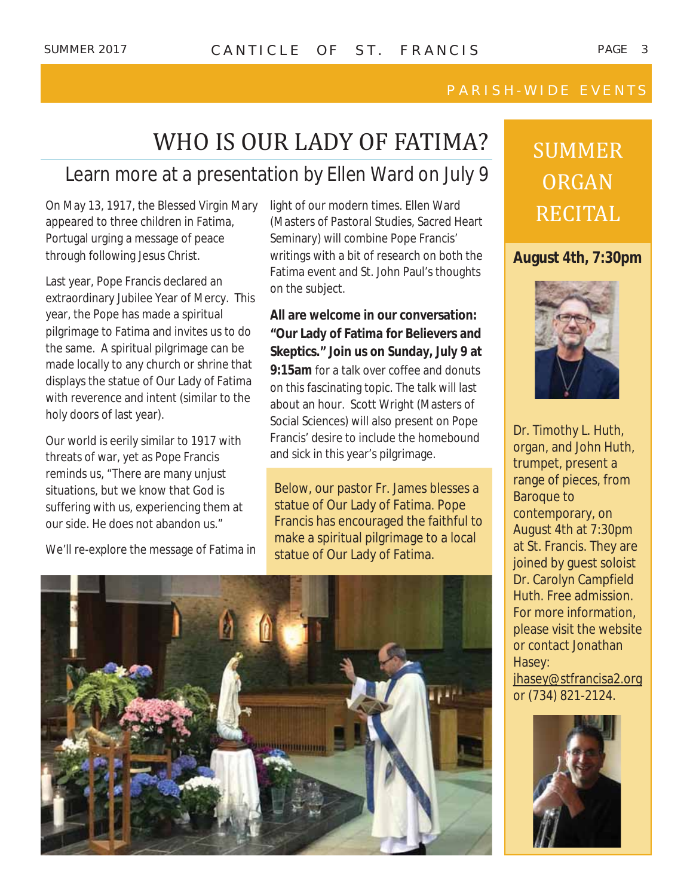PARISH-WIDE EVENTS

# WHO IS OUR LADY OF FATIMA?

## Learn more at a presentation by Ellen Ward on July 9

On May 13, 1917, the Blessed Virgin Mary appeared to three children in Fatima, Portugal urging a message of peace through following Jesus Christ.

Last year, Pope Francis declared an extraordinary Jubilee Year of Mercy. This year, the Pope has made a spiritual pilgrimage to Fatima and invites us to do the same. A spiritual pilgrimage can be made locally to any church or shrine that displays the statue of Our Lady of Fatima with reverence and intent (similar to the holy doors of last year).

Our world is eerily similar to 1917 with threats of war, yet as Pope Francis reminds us, "There are many unjust situations, but we know that God is suffering with us, experiencing them at our side. He does not abandon us."

We'll re-explore the message of Fatima in light of our modern times. Ellen Ward (Masters of Pastoral Studies, Sacred Heart Seminary) will combine Pope Francis' writings with a bit of research on both the Fatima event and St. John Paul's thoughts on the subject.

**All are welcome in our conversation: "Our Lady of Fatima for Believers and Skeptics." Join us on Sunday, July 9 at 9:15am** for a talk over coffee and donuts on this fascinating topic. The talk will last about an hour. Scott Wright (Masters of Social Sciences) will also present on Pope Francis' desire to include the homebound and sick in this year's pilgrimage.

Below, our pastor Fr. James blesses a statue of Our Lady of Fatima. Pope Francis has encouraged the faithful to make a spiritual pilgrimage to a local statue of Our Lady of Fatima.

# SUMMER ORGAN RECITAL

**August 4th, 7:30pm**

Dr. Timothy L. Huth, organ, and John Huth, trumpet, present a range of pieces, from Baroque to contemporary, on August 4th at 7:30pm at St. Francis. They are joined by guest soloist Dr. Carolyn Campfield Huth. Free admission. For more information, please visit the website or contact Jonathan Hasey: jhasey@stfrancisa2.org or (734) 821-2124.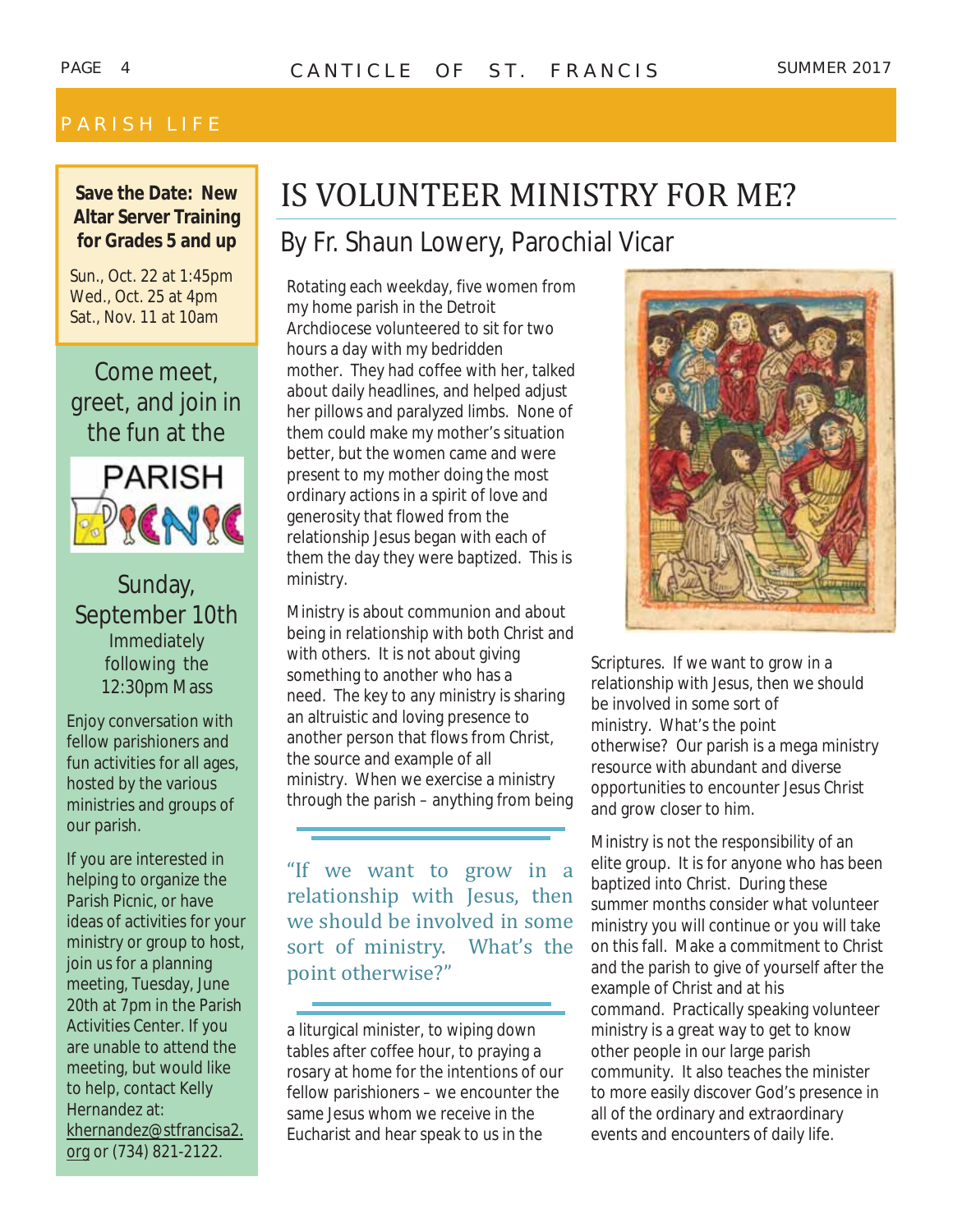## PARISH LIFE

**Save the Date: New Altar Server Training for Grades 5 and up**

Sun., Oct. 22 at 1:45pm
Wed., Oct. 25 at 4pm
Sat., Nov. 11 at 10am

Come meet, greet, and join in the fun at the

PARISH PICNIC

Sunday, September 10th
Immediately following the 12:30pm Mass

Enjoy conversation with fellow parishioners and fun activities for all ages, hosted by the various ministries and groups of our parish.

If you are interested in helping to organize the Parish Picnic, or have ideas of activities for your ministry or group to host, join us for a planning meeting, Tuesday, June 20th at 7pm in the Parish Activities Center. If you are unable to attend the meeting, but would like to help, contact Kelly Hernandez at: khernandez@stfrancisa2.org or (734) 821-2122.

# IS VOLUNTEER MINISTRY FOR ME?

## By Fr. Shaun Lowery, Parochial Vicar

Rotating each weekday, five women from my home parish in the Detroit Archdiocese volunteered to sit for two hours a day with my bedridden mother. They had coffee with her, talked about daily headlines, and helped adjust her pillows and paralyzed limbs. None of them could make my mother's situation better, but the women came and were present to my mother doing the most ordinary actions in a spirit of love and generosity that flowed from the relationship Jesus began with each of them the day they were baptized. This is ministry.

Ministry is about communion and about being in relationship with both Christ and with others. It is not about giving something to another who has a need. The key to any ministry is sharing an altruistic and loving presence to another person that flows from Christ, the source and example of all ministry. When we exercise a ministry through the parish – anything from being a liturgical minister, to wiping down tables after coffee hour, to praying a rosary at home for the intentions of our fellow parishioners – we encounter the same Jesus whom we receive in the Eucharist and hear speak to us in the Scriptures. If we want to grow in a relationship with Jesus, then we should be involved in some sort of ministry. What's the point otherwise? Our parish is a mega ministry resource with abundant and diverse opportunities to encounter Jesus Christ and grow closer to him.

> "If we want to grow in a relationship with Jesus, then we should be involved in some sort of ministry. What's the point otherwise?"

Ministry is not the responsibility of an elite group. It is for anyone who has been baptized into Christ. During these summer months consider what volunteer ministry you will continue or you will take on this fall. Make a commitment to Christ and the parish to give of yourself after the example of Christ and at his command. Practically speaking volunteer ministry is a great way to get to know other people in our large parish community. It also teaches the minister to more easily discover God's presence in all of the ordinary and extraordinary events and encounters of daily life.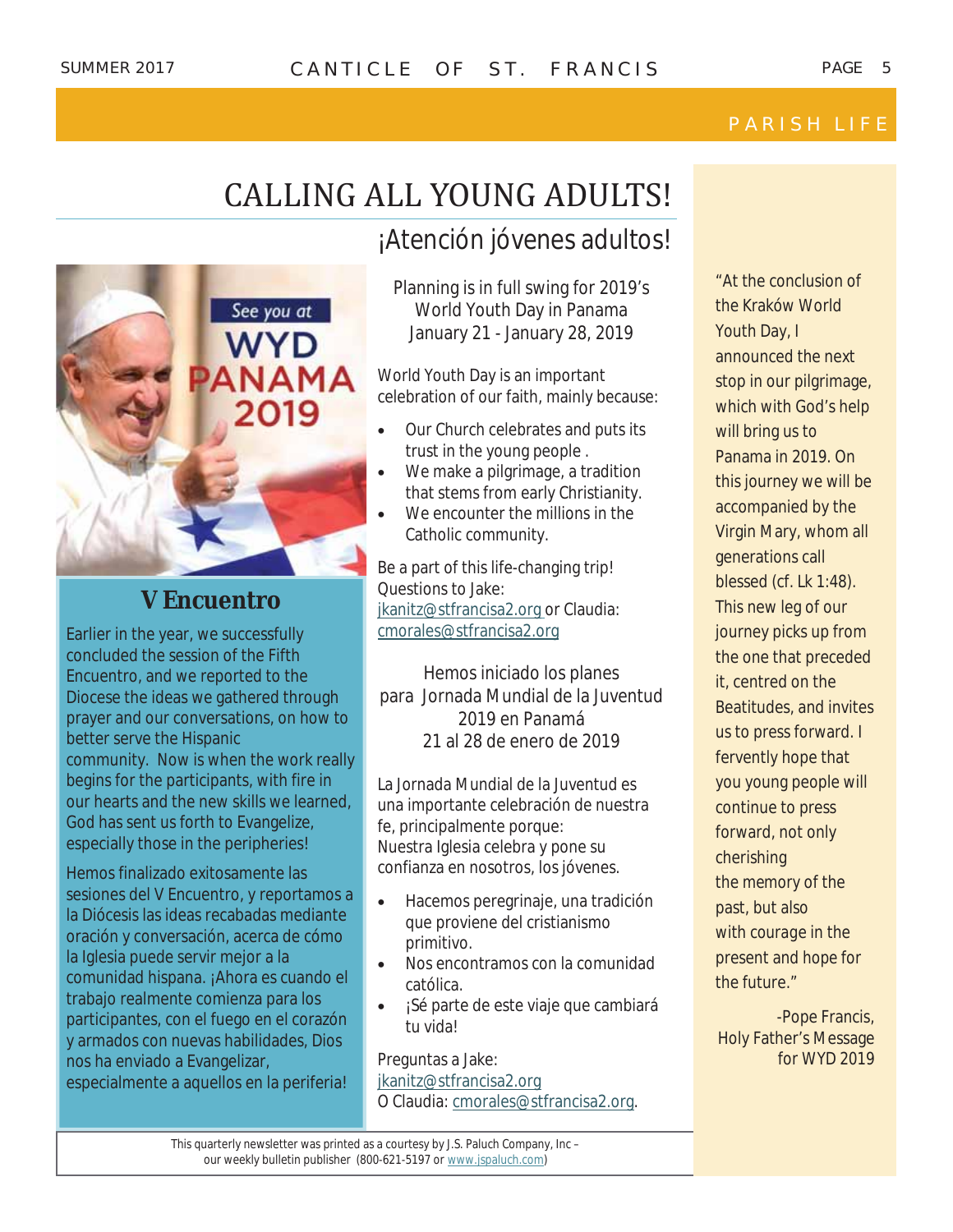PARISH LIFE

# CALLING ALL YOUNG ADULTS!

## ¡Atención jóvenes adultos!

Planning is in full swing for 2019's World Youth Day in Panama
January 21 - January 28, 2019

World Youth Day is an important celebration of our faith, mainly because:

- Our Church celebrates and puts its trust in the young people .
- We make a pilgrimage, a tradition that stems from early Christianity.
- We encounter the millions in the Catholic community.

Be a part of this life-changing trip! Questions to Jake: jkanitz@stfrancisa2.org or Claudia: cmorales@stfrancisa2.org

Hemos iniciado los planes para Jornada Mundial de la Juventud 2019 en Panamá
21 al 28 de enero de 2019

La Jornada Mundial de la Juventud es una importante celebración de nuestra fe, principalmente porque:
Nuestra Iglesia celebra y pone su confianza en nosotros, los jóvenes.

- Hacemos peregrinaje, una tradición que proviene del cristianismo primitivo.
- Nos encontramos con la comunidad católica.
- ¡Sé parte de este viaje que cambiará tu vida!

Preguntas a Jake: jkanitz@stfrancisa2.org
O Claudia: cmorales@stfrancisa2.org.

## V Encuentro

Earlier in the year, we successfully concluded the session of the Fifth Encuentro, and we reported to the Diocese the ideas we gathered through prayer and our conversations, on how to better serve the Hispanic community. Now is when the work really begins for the participants, with fire in our hearts and the new skills we learned, God has sent us forth to Evangelize, especially those in the peripheries!

Hemos finalizado exitosamente las sesiones del V Encuentro, y reportamos a la Diócesis las ideas recabadas mediante oración y conversación, acerca de cómo la Iglesia puede servir mejor a la comunidad hispana. ¡Ahora es cuando el trabajo realmente comienza para los participantes, con el fuego en el corazón y armados con nuevas habilidades, Dios nos ha enviado a Evangelizar, especialmente a aquellos en la periferia!

"At the conclusion of the Kraków World Youth Day, I announced the next stop in our pilgrimage, which with God's help will bring us to Panama in 2019. On this journey we will be accompanied by the Virgin Mary, whom all generations call blessed (cf. Lk 1:48). This new leg of our journey picks up from the one that preceded it, centred on the Beatitudes, and invites us to press forward. I fervently hope that you young people will continue to press forward, not only cherishing the memory of the past, but also with courage in the present and hope for the future."

-Pope Francis,
Holy Father's Message for WYD 2019

This quarterly newsletter was printed as a courtesy by J.S. Paluch Company, Inc – our weekly bulletin publisher (800-621-5197 or www.jspaluch.com)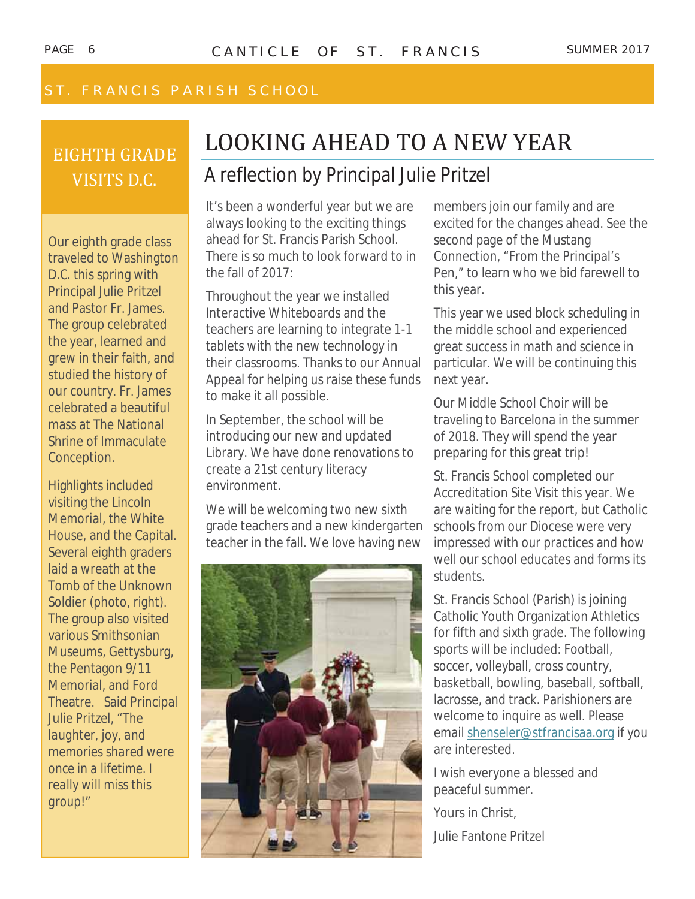## ST. FRANCIS PARISH SCHOOL

## EIGHTH GRADE VISITS D.C.

Our eighth grade class traveled to Washington D.C. this spring with Principal Julie Pritzel and Pastor Fr. James. The group celebrated the year, learned and grew in their faith, and studied the history of our country. Fr. James celebrated a beautiful mass at The National Shrine of Immaculate Conception.

Highlights included visiting the Lincoln Memorial, the White House, and the Capital. Several eighth graders laid a wreath at the Tomb of the Unknown Soldier (photo, right). The group also visited various Smithsonian Museums, Gettysburg, the Pentagon 9/11 Memorial, and Ford Theatre. Said Principal Julie Pritzel, "The laughter, joy, and memories shared were once in a lifetime. I really will miss this group!"

# LOOKING AHEAD TO A NEW YEAR

## A reflection by Principal Julie Pritzel

It's been a wonderful year but we are always looking to the exciting things ahead for St. Francis Parish School. There is so much to look forward to in the fall of 2017:

Throughout the year we installed Interactive Whiteboards and the teachers are learning to integrate 1-1 tablets with the new technology in their classrooms. Thanks to our Annual Appeal for helping us raise these funds to make it all possible.

In September, the school will be introducing our new and updated Library. We have done renovations to create a 21st century literacy environment.

We will be welcoming two new sixth grade teachers and a new kindergarten teacher in the fall. We love having new members join our family and are excited for the changes ahead. See the second page of the Mustang Connection, "From the Principal's Pen," to learn who we bid farewell to this year.

This year we used block scheduling in the middle school and experienced great success in math and science in particular. We will be continuing this next year.

Our Middle School Choir will be traveling to Barcelona in the summer of 2018. They will spend the year preparing for this great trip!

St. Francis School completed our Accreditation Site Visit this year. We are waiting for the report, but Catholic schools from our Diocese were very impressed with our practices and how well our school educates and forms its students.

St. Francis School (Parish) is joining Catholic Youth Organization Athletics for fifth and sixth grade. The following sports will be included: Football, soccer, volleyball, cross country, basketball, bowling, baseball, softball, lacrosse, and track. Parishioners are welcome to inquire as well. Please email shenseler@stfrancisaa.org if you are interested.

I wish everyone a blessed and peaceful summer.

Yours in Christ,

Julie Fantone Pritzel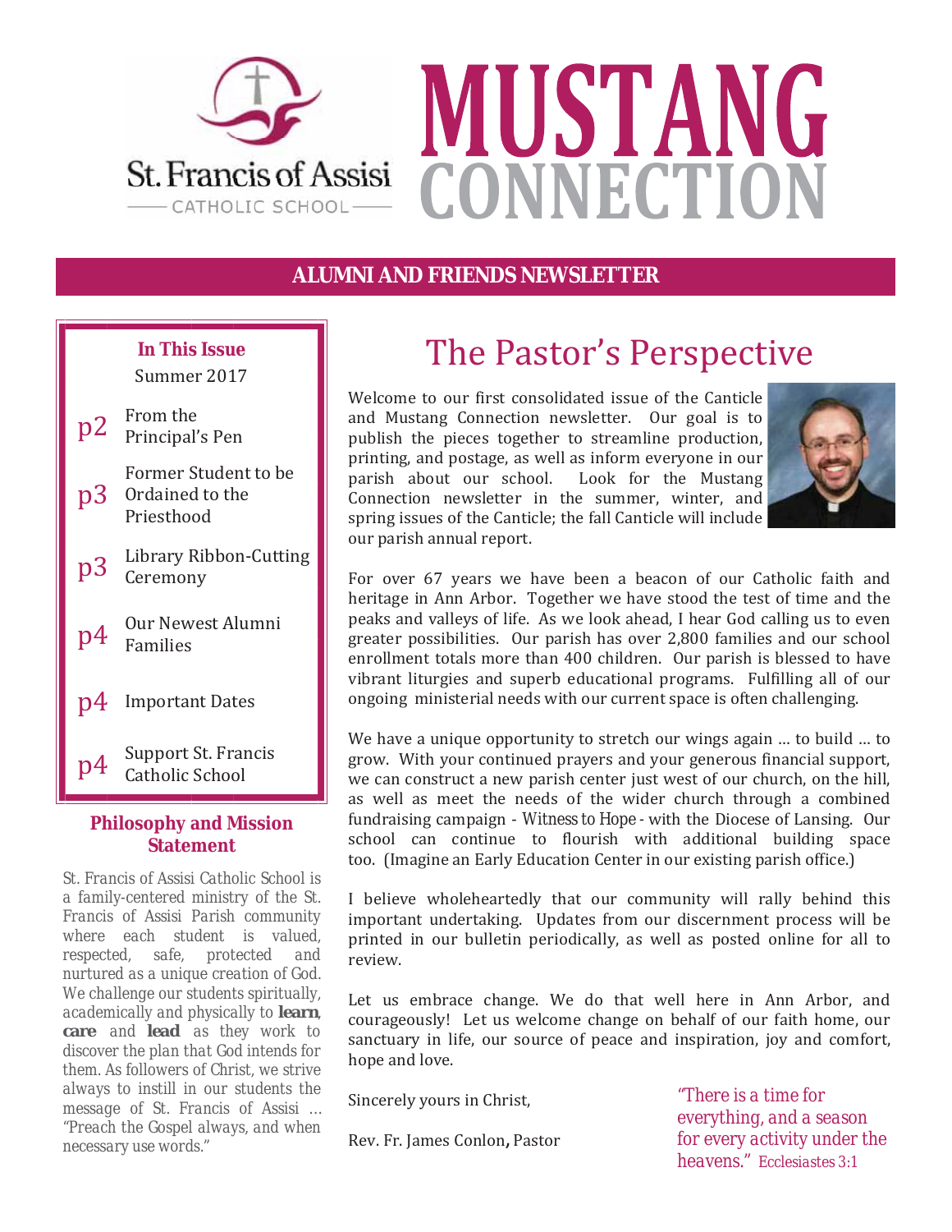# MUSTANG CONNECTION

St. Francis of Assisi CATHOLIC SCHOOL

**ALUMNI AND FRIENDS NEWSLETTER**

**In This Issue**
Summer 2017

- p2 From the Principal's Pen
- p3 Former Student to be Ordained to the Priesthood
- p3 Library Ribbon-Cutting Ceremony
- p4 Our Newest Alumni Families
- p4 Important Dates
- p4 Support St. Francis Catholic School

### Philosophy and Mission Statement

*St. Francis of Assisi Catholic School is a family-centered ministry of the St. Francis of Assisi Parish community where each student is valued, respected, safe, protected and nurtured as a unique creation of God. We challenge our students spiritually, academically and physically to* ***learn***, ***care*** *and* ***lead*** *as they work to discover the plan that God intends for them. As followers of Christ, we strive always to instill in our students the message of St. Francis of Assisi ... "Preach the Gospel always, and when necessary use words."*

## The Pastor's Perspective

Welcome to our first consolidated issue of the Canticle and Mustang Connection newsletter. Our goal is to publish the pieces together to streamline production, printing, and postage, as well as inform everyone in our parish about our school. Look for the Mustang Connection newsletter in the summer, winter, and spring issues of the Canticle; the fall Canticle will include our parish annual report.

For over 67 years we have been a beacon of our Catholic faith and heritage in Ann Arbor. Together we have stood the test of time and the peaks and valleys of life. As we look ahead, I hear God calling us to even greater possibilities. Our parish has over 2,800 families and our school enrollment totals more than 400 children. Our parish is blessed to have vibrant liturgies and superb educational programs. Fulfilling all of our ongoing ministerial needs with our current space is often challenging.

We have a unique opportunity to stretch our wings again ... to build ... to grow. With your continued prayers and your generous financial support, we can construct a new parish center just west of our church, on the hill, as well as meet the needs of the wider church through a combined fundraising campaign - Witness to Hope - with the Diocese of Lansing. Our school can continue to flourish with additional building space too. (Imagine an Early Education Center in our existing parish office.)

I believe wholeheartedly that our community will rally behind this important undertaking. Updates from our discernment process will be printed in our bulletin periodically, as well as posted online for all to review.

Let us embrace change. We do that well here in Ann Arbor, and courageously! Let us welcome change on behalf of our faith home, our sanctuary in life, our source of peace and inspiration, joy and comfort, hope and love.

Sincerely yours in Christ,

Rev. Fr. James Conlon**,** Pastor

"There is a time for everything, and a season for every activity under the heavens." Ecclesiastes 3:1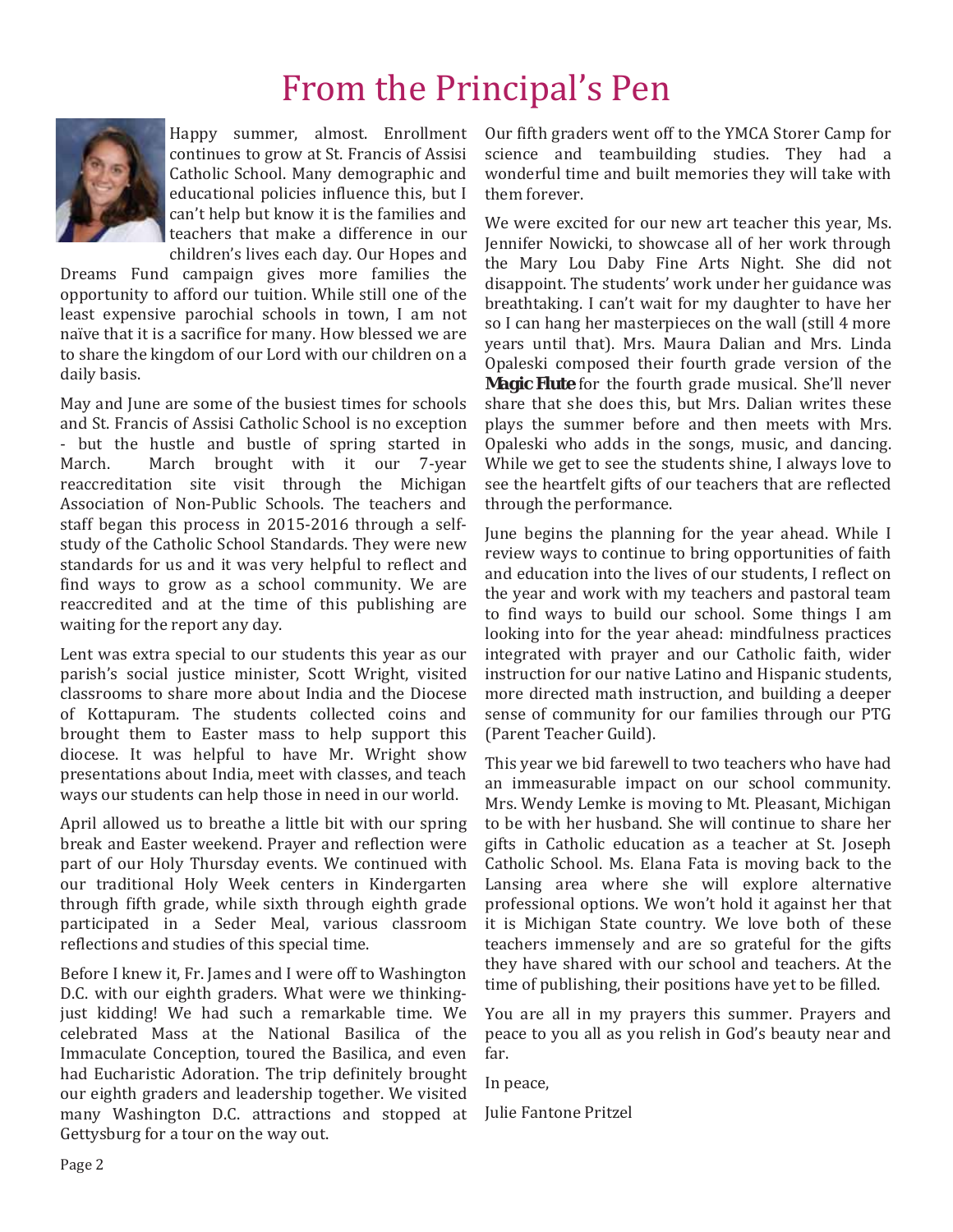# From the Principal's Pen

Happy summer, almost. Enrollment continues to grow at St. Francis of Assisi Catholic School. Many demographic and educational policies influence this, but I can't help but know it is the families and teachers that make a difference in our children's lives each day. Our Hopes and Dreams Fund campaign gives more families the opportunity to afford our tuition. While still one of the least expensive parochial schools in town, I am not naïve that it is a sacrifice for many. How blessed we are to share the kingdom of our Lord with our children on a daily basis.

May and June are some of the busiest times for schools and St. Francis of Assisi Catholic School is no exception - but the hustle and bustle of spring started in March. March brought with it our 7-year reaccreditation site visit through the Michigan Association of Non-Public Schools. The teachers and staff began this process in 2015-2016 through a self-study of the Catholic School Standards. They were new standards for us and it was very helpful to reflect and find ways to grow as a school community. We are reaccredited and at the time of this publishing are waiting for the report any day.

Lent was extra special to our students this year as our parish's social justice minister, Scott Wright, visited classrooms to share more about India and the Diocese of Kottapuram. The students collected coins and brought them to Easter mass to help support this diocese. It was helpful to have Mr. Wright show presentations about India, meet with classes, and teach ways our students can help those in need in our world.

April allowed us to breathe a little bit with our spring break and Easter weekend. Prayer and reflection were part of our Holy Thursday events. We continued with our traditional Holy Week centers in Kindergarten through fifth grade, while sixth through eighth grade participated in a Seder Meal, various classroom reflections and studies of this special time.

Before I knew it, Fr. James and I were off to Washington D.C. with our eighth graders. What were we thinking-just kidding! We had such a remarkable time. We celebrated Mass at the National Basilica of the Immaculate Conception, toured the Basilica, and even had Eucharistic Adoration. The trip definitely brought our eighth graders and leadership together. We visited many Washington D.C. attractions and stopped at Gettysburg for a tour on the way out.

Our fifth graders went off to the YMCA Storer Camp for science and teambuilding studies. They had a wonderful time and built memories they will take with them forever.

We were excited for our new art teacher this year, Ms. Jennifer Nowicki, to showcase all of her work through the Mary Lou Daby Fine Arts Night. She did not disappoint. The students' work under her guidance was breathtaking. I can't wait for my daughter to have her so I can hang her masterpieces on the wall (still 4 more years until that). Mrs. Maura Dalian and Mrs. Linda Opaleski composed their fourth grade version of the **Magic Flute** for the fourth grade musical. She'll never share that she does this, but Mrs. Dalian writes these plays the summer before and then meets with Mrs. Opaleski who adds in the songs, music, and dancing. While we get to see the students shine, I always love to see the heartfelt gifts of our teachers that are reflected through the performance.

June begins the planning for the year ahead. While I review ways to continue to bring opportunities of faith and education into the lives of our students, I reflect on the year and work with my teachers and pastoral team to find ways to build our school. Some things I am looking into for the year ahead: mindfulness practices integrated with prayer and our Catholic faith, wider instruction for our native Latino and Hispanic students, more directed math instruction, and building a deeper sense of community for our families through our PTG (Parent Teacher Guild).

This year we bid farewell to two teachers who have had an immeasurable impact on our school community. Mrs. Wendy Lemke is moving to Mt. Pleasant, Michigan to be with her husband. She will continue to share her gifts in Catholic education as a teacher at St. Joseph Catholic School. Ms. Elana Fata is moving back to the Lansing area where she will explore alternative professional options. We won't hold it against her that it is Michigan State country. We love both of these teachers immensely and are so grateful for the gifts they have shared with our school and teachers. At the time of publishing, their positions have yet to be filled.

You are all in my prayers this summer. Prayers and peace to you all as you relish in God's beauty near and far.

In peace,

Julie Fantone Pritzel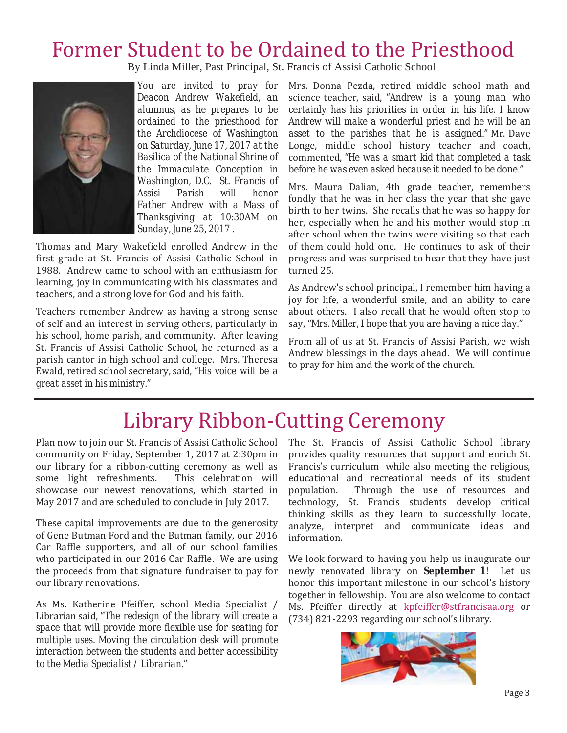# Former Student to be Ordained to the Priesthood

By Linda Miller, Past Principal, St. Francis of Assisi Catholic School

You are invited to pray for Deacon Andrew Wakefield, an alumnus, as he prepares to be ordained to the priesthood for the Archdiocese of Washington on Saturday, June 17, 2017 at the Basilica of the National Shrine of the Immaculate Conception in Washington, D.C. St. Francis of Assisi Parish will honor Father Andrew with a Mass of Thanksgiving at 10:30AM on Sunday, June 25, 2017 .

Thomas and Mary Wakefield enrolled Andrew in the first grade at St. Francis of Assisi Catholic School in 1988. Andrew came to school with an enthusiasm for learning, joy in communicating with his classmates and teachers, and a strong love for God and his faith.

Teachers remember Andrew as having a strong sense of self and an interest in serving others, particularly in his school, home parish, and community. After leaving St. Francis of Assisi Catholic School, he returned as a parish cantor in high school and college. Mrs. Theresa Ewald, retired school secretary, said, *"His voice will be a great asset in his ministry."*

Mrs. Donna Pezda, retired middle school math and science teacher, said, *"Andrew is a young man who certainly has his priorities in order in his life. I know Andrew will make a wonderful priest and he will be an asset to the parishes that he is assigned."* Mr. Dave Longe, middle school history teacher and coach, commented, *"He was a smart kid that completed a task before he was even asked because it needed to be done."*

Mrs. Maura Dalian, 4th grade teacher, remembers fondly that he was in her class the year that she gave birth to her twins. She recalls that he was so happy for her, especially when he and his mother would stop in after school when the twins were visiting so that each of them could hold one. He continues to ask of their progress and was surprised to hear that they have just turned 25.

As Andrew's school principal, I remember him having a joy for life, a wonderful smile, and an ability to care about others. I also recall that he would often stop to say, *"Mrs. Miller, I hope that you are having a nice day."*

From all of us at St. Francis of Assisi Parish, we wish Andrew blessings in the days ahead. We will continue to pray for him and the work of the church.

---

# Library Ribbon-Cutting Ceremony

Plan now to join our St. Francis of Assisi Catholic School community on Friday, September 1, 2017 at 2:30pm in our library for a ribbon-cutting ceremony as well as some light refreshments. This celebration will showcase our newest renovations, which started in May 2017 and are scheduled to conclude in July 2017.

These capital improvements are due to the generosity of Gene Butman Ford and the Butman family, our 2016 Car Raffle supporters, and all of our school families who participated in our 2016 Car Raffle. We are using the proceeds from that signature fundraiser to pay for our library renovations.

As Ms. Katherine Pfeiffer, school Media Specialist / Librarian said, *"The redesign of the library will create a space that will provide more flexible use for seating for multiple uses. Moving the circulation desk will promote interaction between the students and better accessibility to the Media Specialist / Librarian."*

The St. Francis of Assisi Catholic School library provides quality resources that support and enrich St. Francis's curriculum while also meeting the religious, educational and recreational needs of its student population. Through the use of resources and technology, St. Francis students develop critical thinking skills as they learn to successfully locate, analyze, interpret and communicate ideas and information.

We look forward to having you help us inaugurate our newly renovated library on **September 1**! Let us honor this important milestone in our school's history together in fellowship. You are also welcome to contact Ms. Pfeiffer directly at kpfeiffer@stfrancisaa.org or (734) 821-2293 regarding our school's library.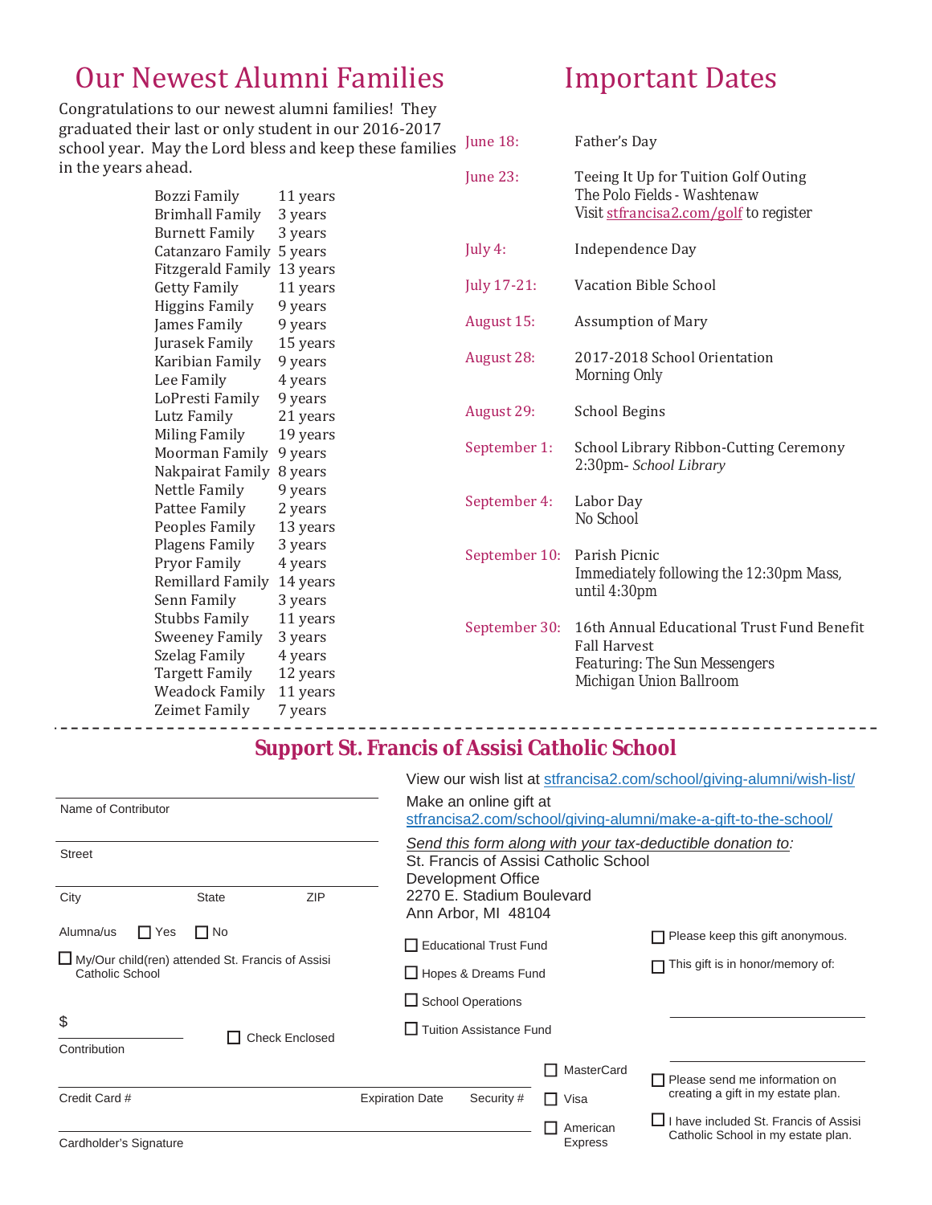# Our Newest Alumni Families

Congratulations to our newest alumni families! They graduated their last or only student in our 2016-2017 school year. May the Lord bless and keep these families in the years ahead.

| Family | Years |
|---|---|
| Bozzi Family | 11 years |
| Brimhall Family | 3 years |
| Burnett Family | 3 years |
| Catanzaro Family | 5 years |
| Fitzgerald Family | 13 years |
| Getty Family | 11 years |
| Higgins Family | 9 years |
| James Family | 9 years |
| Jurasek Family | 15 years |
| Karibian Family | 9 years |
| Lee Family | 4 years |
| LoPresti Family | 9 years |
| Lutz Family | 21 years |
| Miling Family | 19 years |
| Moorman Family | 9 years |
| Nakpairat Family | 8 years |
| Nettle Family | 9 years |
| Pattee Family | 2 years |
| Peoples Family | 13 years |
| Plagens Family | 3 years |
| Pryor Family | 4 years |
| Remillard Family | 14 years |
| Senn Family | 3 years |
| Stubbs Family | 11 years |
| Sweeney Family | 3 years |
| Szelag Family | 4 years |
| Targett Family | 12 years |
| Weadock Family | 11 years |
| Zeimet Family | 7 years |

# Important Dates

| Date | Event |
|---|---|
| June 18: | Father's Day |
| June 23: | Teeing It Up for Tuition Golf Outing<br>The Polo Fields - Washtenaw<br>Visit stfrancisa2.com/golf to register |
| July 4: | Independence Day |
| July 17-21: | Vacation Bible School |
| August 15: | Assumption of Mary |
| August 28: | 2017-2018 School Orientation<br>Morning Only |
| August 29: | School Begins |
| September 1: | School Library Ribbon-Cutting Ceremony<br>2:30pm- *School Library* |
| September 4: | Labor Day<br>No School |
| September 10: | Parish Picnic<br>Immediately following the 12:30pm Mass, until 4:30pm |
| September 30: | 16th Annual Educational Trust Fund Benefit<br>Fall Harvest<br>Featuring: The Sun Messengers<br>Michigan Union Ballroom |

---

## Support St. Francis of Assisi Catholic School

View our wish list at stfrancisa2.com/school/giving-alumni/wish-list/

Make an online gift at stfrancisa2.com/school/giving-alumni/make-a-gift-to-the-school/

*Send this form along with your tax-deductible donation to:*
St. Francis of Assisi Catholic School
Development Office
2270 E. Stadium Boulevard
Ann Arbor, MI 48104

Name of Contributor

Street

City State ZIP

Alumna/us ☐ Yes ☐ No

☐ My/Our child(ren) attended St. Francis of Assisi Catholic School

$ ______ Contribution ☐ Check Enclosed

☐ Educational Trust Fund
☐ Hopes & Dreams Fund
☐ School Operations
☐ Tuition Assistance Fund

☐ Please keep this gift anonymous.
☐ This gift is in honor/memory of:

Credit Card # Expiration Date Security #

Cardholder's Signature

☐ MasterCard
☐ Visa
☐ American Express

☐ Please send me information on creating a gift in my estate plan.
☐ I have included St. Francis of Assisi Catholic School in my estate plan.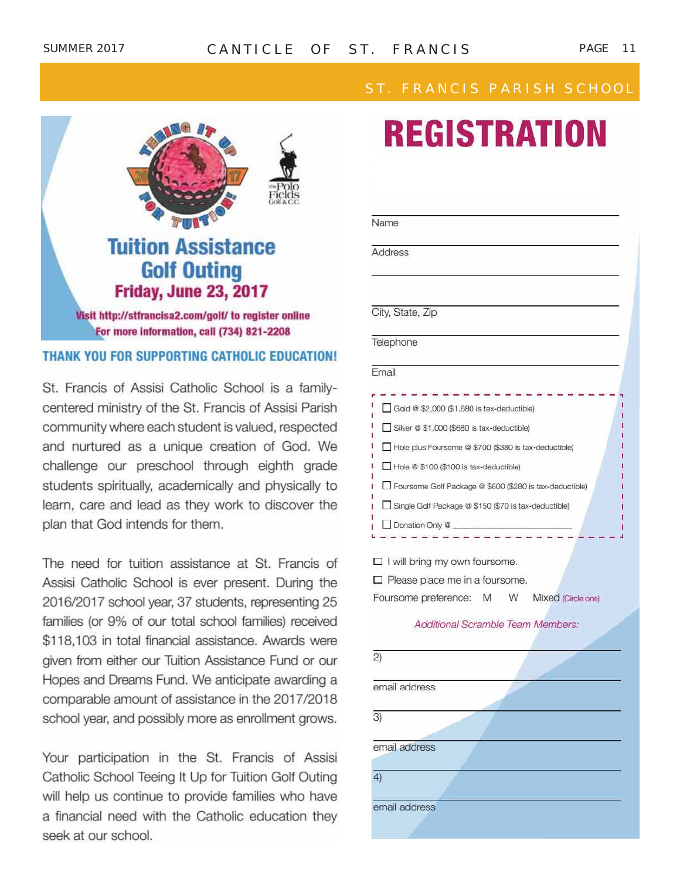## ST. FRANCIS PARISH SCHOOL

TEEING IT UP 2017 FOR TUITION

The Polo Fields Golf & C.C.

## Tuition Assistance Golf Outing

**Friday, June 23, 2017**

**Visit http://stfrancisa2.com/golf/ to register online**

**For more information, call (734) 821-2208**

### THANK YOU FOR SUPPORTING CATHOLIC EDUCATION!

St. Francis of Assisi Catholic School is a family-centered ministry of the St. Francis of Assisi Parish community where each student is valued, respected and nurtured as a unique creation of God. We challenge our preschool through eighth grade students spiritually, academically and physically to learn, care and lead as they work to discover the plan that God intends for them.

The need for tuition assistance at St. Francis of Assisi Catholic School is ever present. During the 2016/2017 school year, 37 students, representing 25 families (or 9% of our total school families) received $118,103 in total financial assistance. Awards were given from either our Tuition Assistance Fund or our Hopes and Dreams Fund. We anticipate awarding a comparable amount of assistance in the 2017/2018 school year, and possibly more as enrollment grows.

Your participation in the St. Francis of Assisi Catholic School Teeing It Up for Tuition Golf Outing will help us continue to provide families who have a financial need with the Catholic education they seek at our school.

# REGISTRATION

Name ______________________

Address ______________________

______________________

City, State, Zip ______________________

Telephone ______________________

Email ______________________

- ☐ Gold @ $2,000 ($1,680 is tax-deductible)
- ☐ Silver @ $1,000 ($680 is tax-deductible)
- ☐ Hole plus Foursome @ $700 ($380 is tax-deductible)
- ☐ Hole @ $100 ($100 is tax-deductible)
- ☐ Foursome Golf Package @ $600 ($280 is tax-deductible)
- ☐ Single Golf Package @ $150 ($70 is tax-deductible)
- ☐ Donation Only @ ______________________

- ☐ I will bring my own foursome.
- ☐ Please place me in a foursome.

Foursome preference: M W Mixed (Circle one)

*Additional Scramble Team Members:*

2) ______________________

email address ______________________

3) ______________________

email address ______________________

4) ______________________

email address ______________________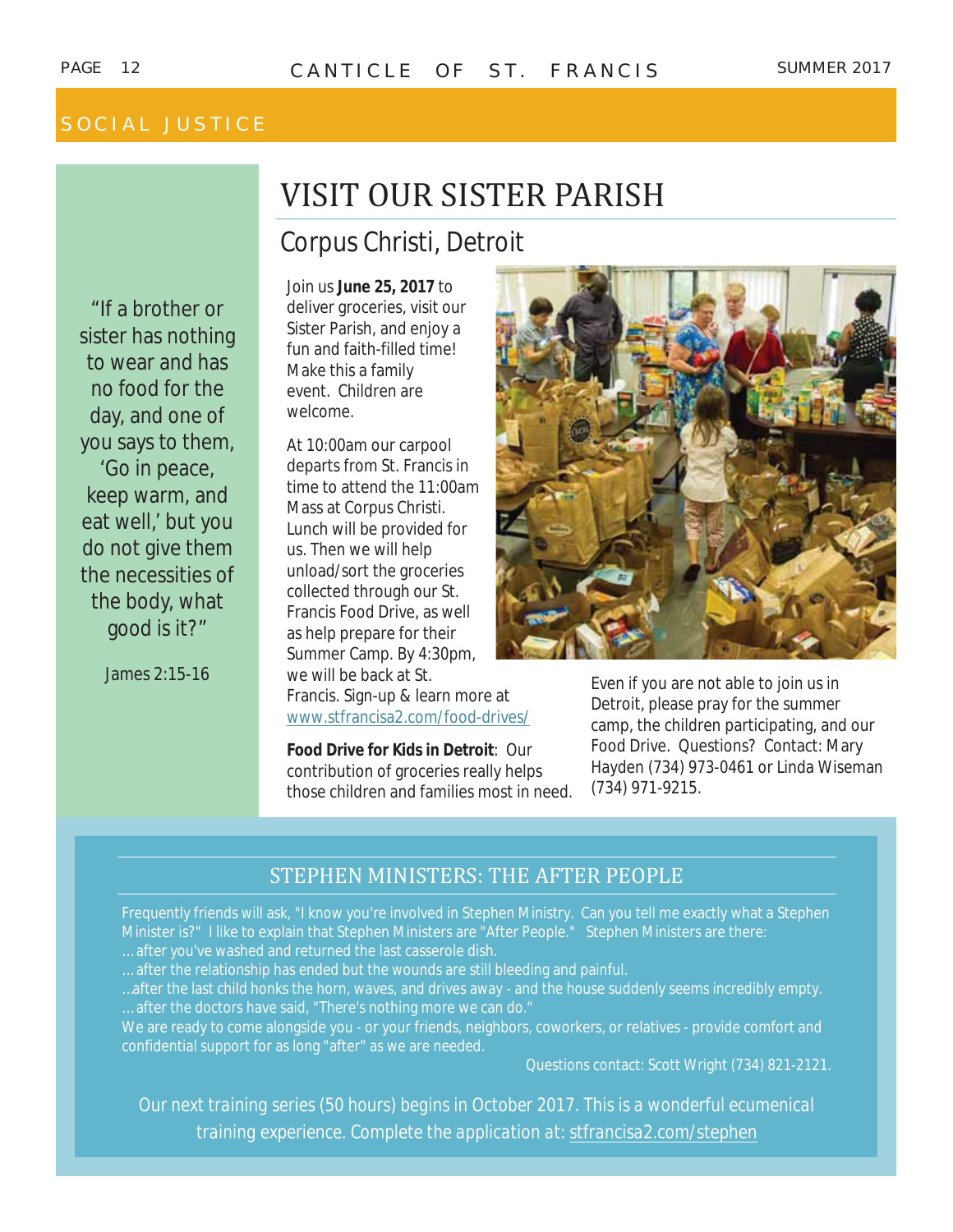## SOCIAL JUSTICE

"If a brother or sister has nothing to wear and has no food for the day, and one of you says to them, 'Go in peace, keep warm, and eat well,' but you do not give them the necessities of the body, what good is it?"

James 2:15-16

# VISIT OUR SISTER PARISH

## Corpus Christi, Detroit

Join us **June 25, 2017** to deliver groceries, visit our Sister Parish, and enjoy a fun and faith-filled time! Make this a family event. Children are welcome.

At 10:00am our carpool departs from St. Francis in time to attend the 11:00am Mass at Corpus Christi. Lunch will be provided for us. Then we will help unload/sort the groceries collected through our St. Francis Food Drive, as well as help prepare for their Summer Camp. By 4:30pm, we will be back at St. Francis. Sign-up & learn more at www.stfrancisa2.com/food-drives/

**Food Drive for Kids in Detroit**: Our contribution of groceries really helps those children and families most in need.

Even if you are not able to join us in Detroit, please pray for the summer camp, the children participating, and our Food Drive. Questions? Contact: Mary Hayden (734) 973-0461 or Linda Wiseman (734) 971-9215.

## STEPHEN MINISTERS: THE AFTER PEOPLE

Frequently friends will ask, "I know you're involved in Stephen Ministry. Can you tell me exactly what a Stephen Minister is?" I like to explain that Stephen Ministers are "After People." Stephen Ministers are there:

…after you've washed and returned the last casserole dish.
…after the relationship has ended but the wounds are still bleeding and painful.
..after the last child honks the horn, waves, and drives away - and the house suddenly seems incredibly empty.
…after the doctors have said, "There's nothing more we can do."

We are ready to come alongside you - or your friends, neighbors, coworkers, or relatives - provide comfort and confidential support for as long "after" as we are needed.

Questions contact: Scott Wright (734) 821-2121.

*Our next training series (50 hours) begins in October 2017. This is a wonderful ecumenical training experience. Complete the application at: stfrancisa2.com/stephen*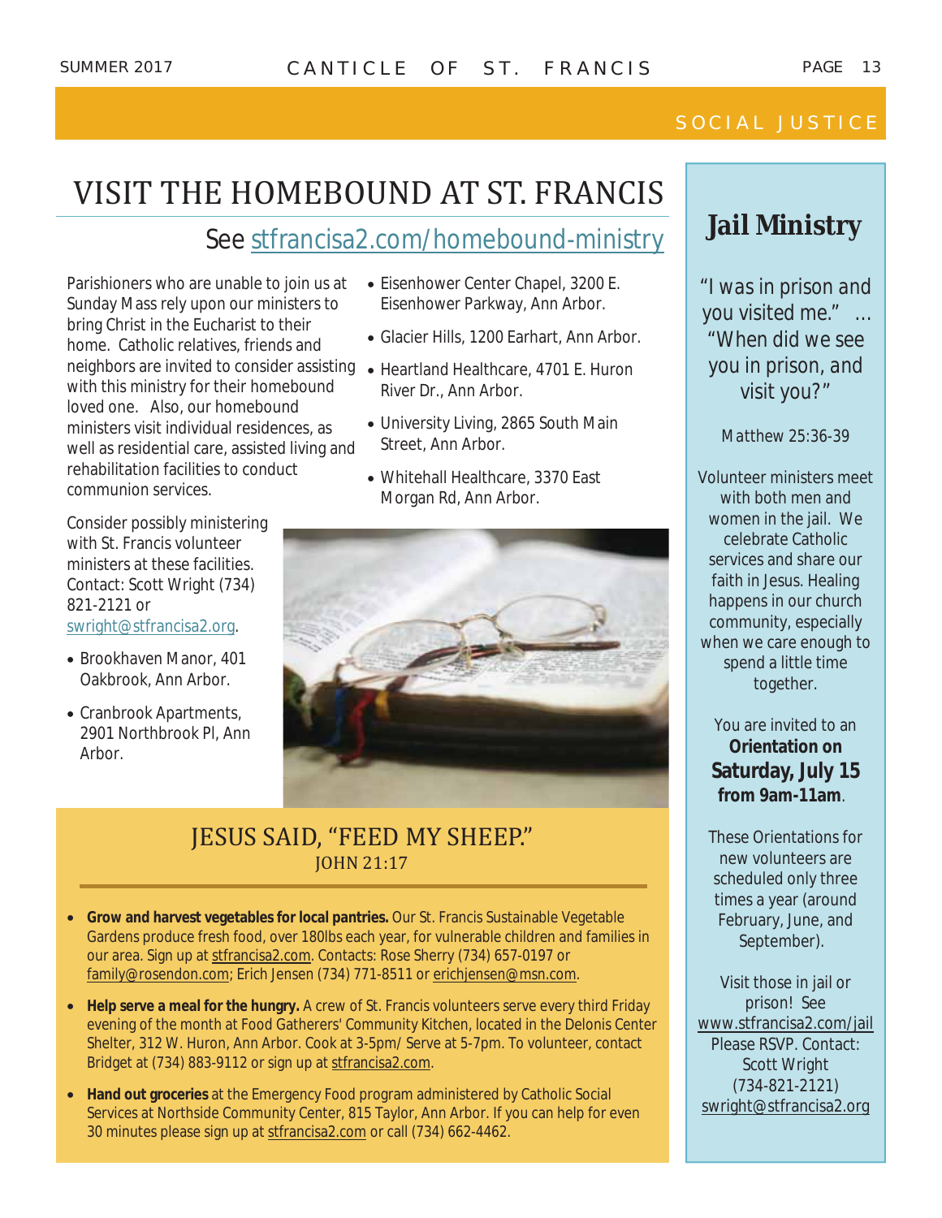SOCIAL JUSTICE

# VISIT THE HOMEBOUND AT ST. FRANCIS

## See stfrancisa2.com/homebound-ministry

Parishioners who are unable to join us at Sunday Mass rely upon our ministers to bring Christ in the Eucharist to their home. Catholic relatives, friends and neighbors are invited to consider assisting with this ministry for their homebound loved one. Also, our homebound ministers visit individual residences, as well as residential care, assisted living and rehabilitation facilities to conduct communion services.

Consider possibly ministering with St. Francis volunteer ministers at these facilities. Contact: Scott Wright (734) 821-2121 or swright@stfrancisa2.org.

- Brookhaven Manor, 401 Oakbrook, Ann Arbor.
- Cranbrook Apartments, 2901 Northbrook Pl, Ann Arbor.
- Eisenhower Center Chapel, 3200 E. Eisenhower Parkway, Ann Arbor.
- Glacier Hills, 1200 Earhart, Ann Arbor.
- Heartland Healthcare, 4701 E. Huron River Dr., Ann Arbor.
- University Living, 2865 South Main Street, Ann Arbor.
- Whitehall Healthcare, 3370 East Morgan Rd, Ann Arbor.

## JESUS SAID, "FEED MY SHEEP."
JOHN 21:17

- **Grow and harvest vegetables for local pantries.** Our St. Francis Sustainable Vegetable Gardens produce fresh food, over 180lbs each year, for vulnerable children and families in our area. Sign up at stfrancisa2.com. Contacts: Rose Sherry (734) 657-0197 or family@rosendon.com; Erich Jensen (734) 771-8511 or erichjensen@msn.com.
- **Help serve a meal for the hungry.** A crew of St. Francis volunteers serve every third Friday evening of the month at Food Gatherers' Community Kitchen, located in the Delonis Center Shelter, 312 W. Huron, Ann Arbor. Cook at 3-5pm/ Serve at 5-7pm. To volunteer, contact Bridget at (734) 883-9112 or sign up at stfrancisa2.com.
- **Hand out groceries** at the Emergency Food program administered by Catholic Social Services at Northside Community Center, 815 Taylor, Ann Arbor. If you can help for even 30 minutes please sign up at stfrancisa2.com or call (734) 662-4462.

## Jail Ministry

*"I was in prison and you visited me." … "When did we see you in prison, and visit you?"*

Matthew 25:36-39

Volunteer ministers meet with both men and women in the jail. We celebrate Catholic services and share our faith in Jesus. Healing happens in our church community, especially when we care enough to spend a little time together.

You are invited to an **Orientation on Saturday, July 15 from 9am-11am**.

These Orientations for new volunteers are scheduled only three times a year (around February, June, and September).

Visit those in jail or prison! See www.stfrancisa2.com/jail Please RSVP. Contact: Scott Wright (734-821-2121) swright@stfrancisa2.org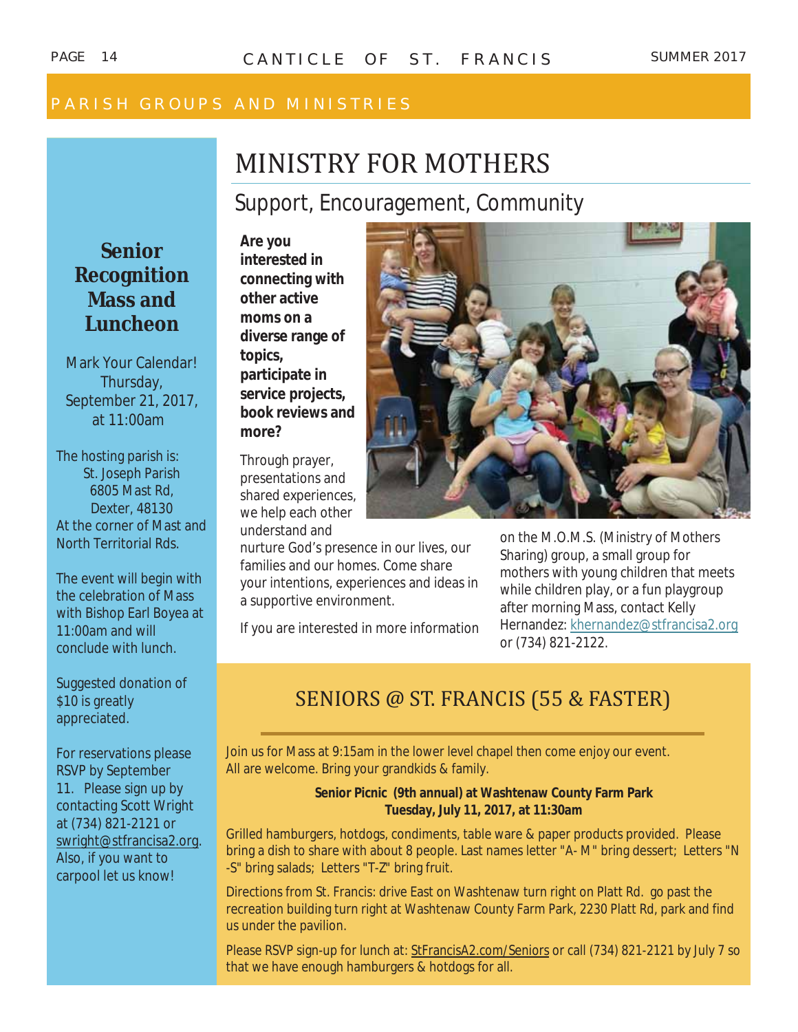PARISH GROUPS AND MINISTRIES

# MINISTRY FOR MOTHERS

## Support, Encouragement, Community

**Are you interested in connecting with other active moms on a diverse range of topics, participate in service projects, book reviews and more?**

Through prayer, presentations and shared experiences, we help each other understand and nurture God's presence in our lives, our families and our homes. Come share your intentions, experiences and ideas in a supportive environment.

If you are interested in more information on the M.O.M.S. (Ministry of Mothers Sharing) group, a small group for mothers with young children that meets while children play, or a fun playgroup after morning Mass, contact Kelly Hernandez: khernandez@stfrancisa2.org or (734) 821-2122.

## SENIORS @ ST. FRANCIS (55 & FASTER)

Join us for Mass at 9:15am in the lower level chapel then come enjoy our event. All are welcome. Bring your grandkids & family.

**Senior Picnic (9th annual) at Washtenaw County Farm Park**
**Tuesday, July 11, 2017, at 11:30am**

Grilled hamburgers, hotdogs, condiments, table ware & paper products provided. Please bring a dish to share with about 8 people. Last names letter "A- M" bring dessert; Letters "N -S" bring salads; Letters "T-Z" bring fruit.

Directions from St. Francis: drive East on Washtenaw turn right on Platt Rd. go past the recreation building turn right at Washtenaw County Farm Park, 2230 Platt Rd, park and find us under the pavilion.

Please RSVP sign-up for lunch at: StFrancisA2.com/Seniors or call (734) 821-2121 by July 7 so that we have enough hamburgers & hotdogs for all.

## Senior Recognition Mass and Luncheon

Mark Your Calendar!
Thursday, September 21, 2017, at 11:00am

The hosting parish is:
St. Joseph Parish
6805 Mast Rd,
Dexter, 48130
At the corner of Mast and North Territorial Rds.

The event will begin with the celebration of Mass with Bishop Earl Boyea at 11:00am and will conclude with lunch.

Suggested donation of $10 is greatly appreciated.

For reservations please RSVP by September 11. Please sign up by contacting Scott Wright at (734) 821-2121 or swright@stfrancisa2.org. Also, if you want to carpool let us know!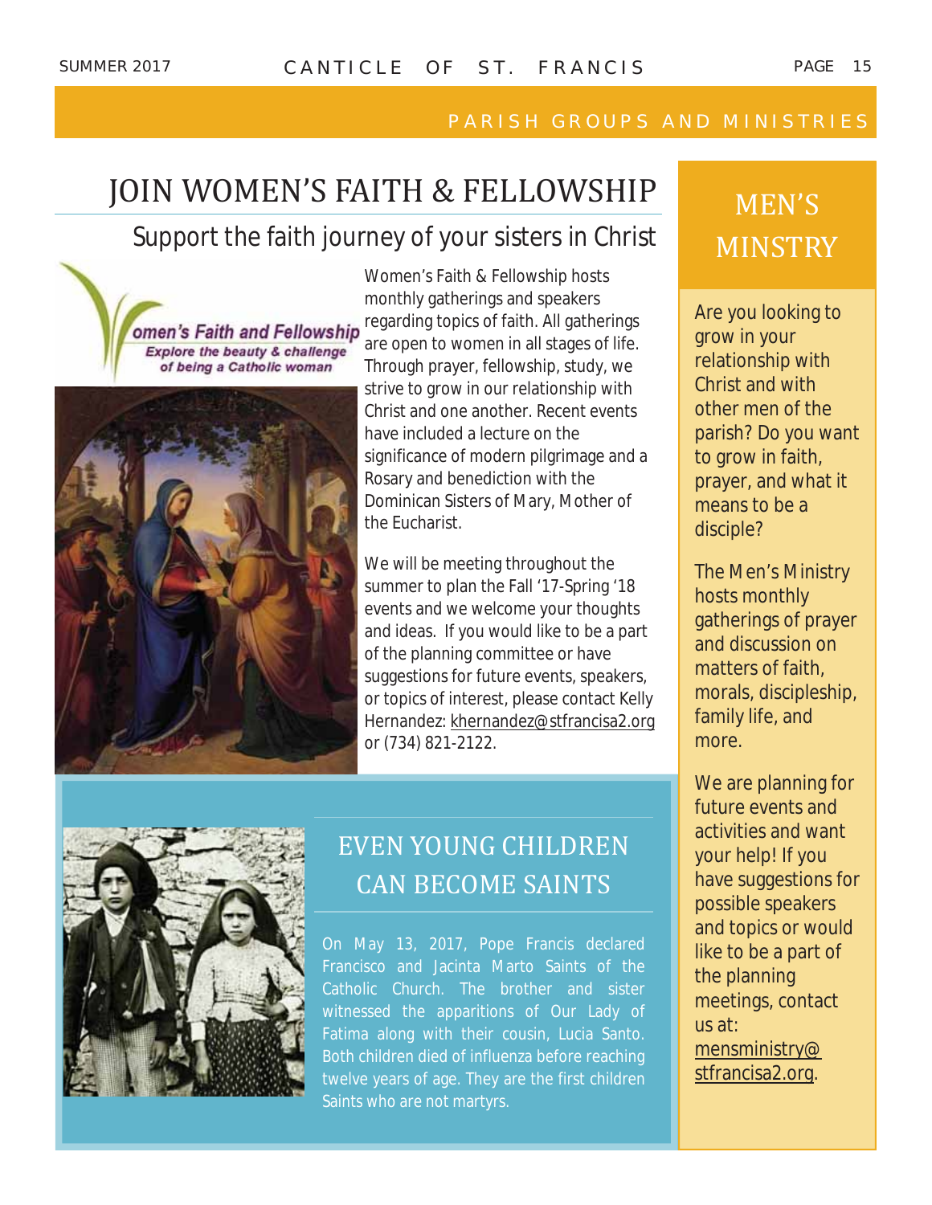PARISH GROUPS AND MINISTRIES

# JOIN WOMEN'S FAITH & FELLOWSHIP

## Support the faith journey of your sisters in Christ

Women's Faith & Fellowship hosts monthly gatherings and speakers regarding topics of faith. All gatherings are open to women in all stages of life. Through prayer, fellowship, study, we strive to grow in our relationship with Christ and one another. Recent events have included a lecture on the significance of modern pilgrimage and a Rosary and benediction with the Dominican Sisters of Mary, Mother of the Eucharist.

We will be meeting throughout the summer to plan the Fall '17-Spring '18 events and we welcome your thoughts and ideas. If you would like to be a part of the planning committee or have suggestions for future events, speakers, or topics of interest, please contact Kelly Hernandez: khernandez@stfrancisa2.org or (734) 821-2122.

# EVEN YOUNG CHILDREN CAN BECOME SAINTS

On May 13, 2017, Pope Francis declared Francisco and Jacinta Marto Saints of the Catholic Church. The brother and sister witnessed the apparitions of Our Lady of Fatima along with their cousin, Lucia Santo. Both children died of influenza before reaching twelve years of age. They are the first children Saints who are not martyrs.

# MEN'S MINSTRY

Are you looking to grow in your relationship with Christ and with other men of the parish? Do you want to grow in faith, prayer, and what it means to be a disciple?

The Men's Ministry hosts monthly gatherings of prayer and discussion on matters of faith, morals, discipleship, family life, and more.

We are planning for future events and activities and want your help! If you have suggestions for possible speakers and topics or would like to be a part of the planning meetings, contact us at: mensministry@stfrancisa2.org.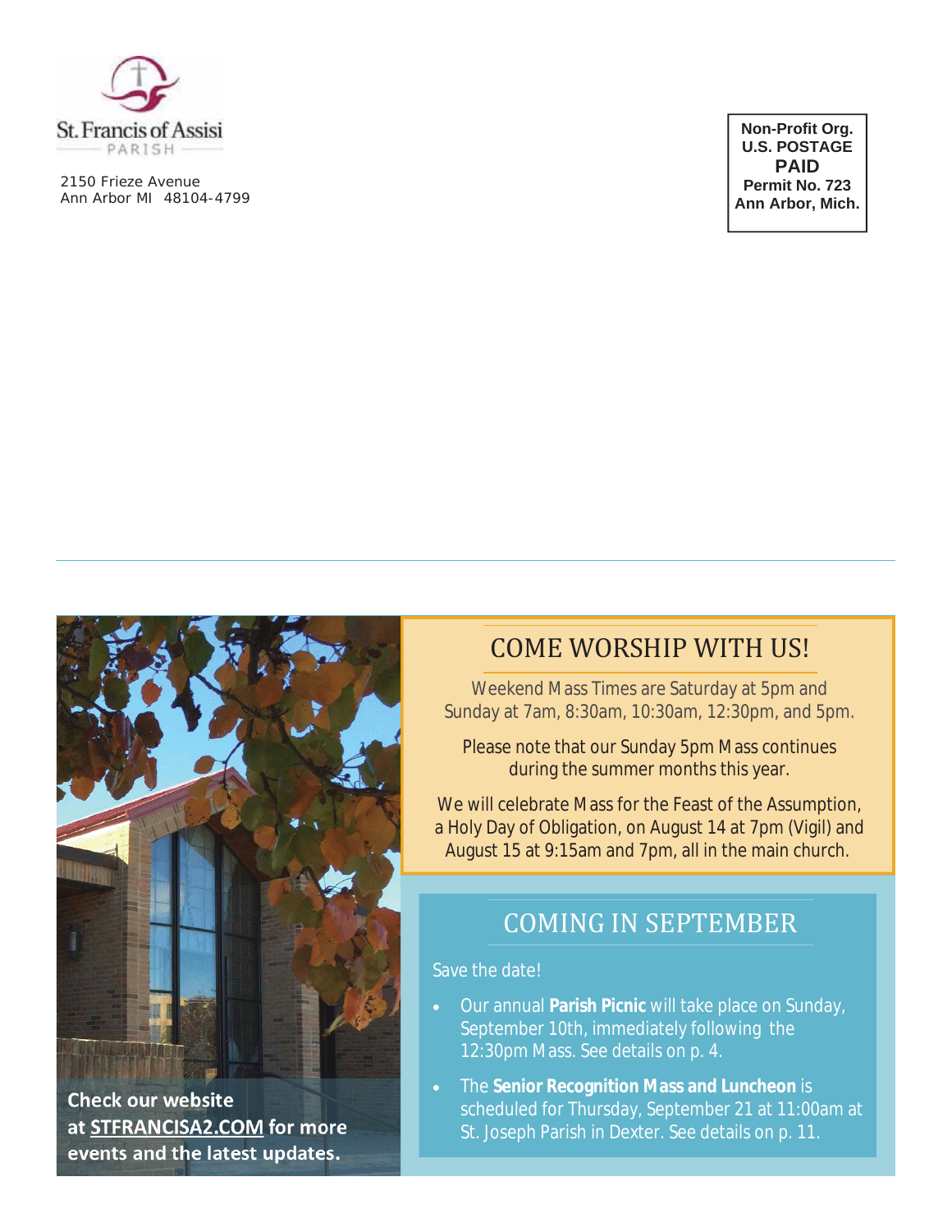St. Francis of Assisi
PARISH

2150 Frieze Avenue
Ann Arbor MI 48104-4799

Non-Profit Org.
U.S. POSTAGE
PAID
Permit No. 723
Ann Arbor, Mich.

Check our website at STFRANCISA2.COM for more events and the latest updates.

## COME WORSHIP WITH US!

Weekend Mass Times are Saturday at 5pm and Sunday at 7am, 8:30am, 10:30am, 12:30pm, and 5pm.

Please note that our Sunday 5pm Mass continues during the summer months this year.

We will celebrate Mass for the Feast of the Assumption, a Holy Day of Obligation, on August 14 at 7pm (Vigil) and August 15 at 9:15am and 7pm, all in the main church.

## COMING IN SEPTEMBER

Save the date!

- Our annual **Parish Picnic** will take place on Sunday, September 10th, immediately following the 12:30pm Mass. See details on p. 4.
- The **Senior Recognition Mass and Luncheon** is scheduled for Thursday, September 21 at 11:00am at St. Joseph Parish in Dexter. See details on p. 11.